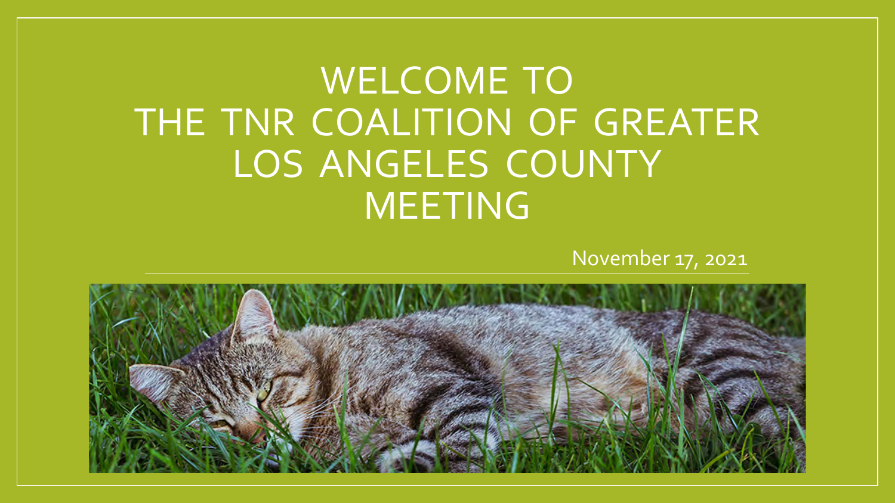# WELCOME TO THE TNR COALITION OF GREATER LOS ANGELES COUNTY MEETING

November 17, 2021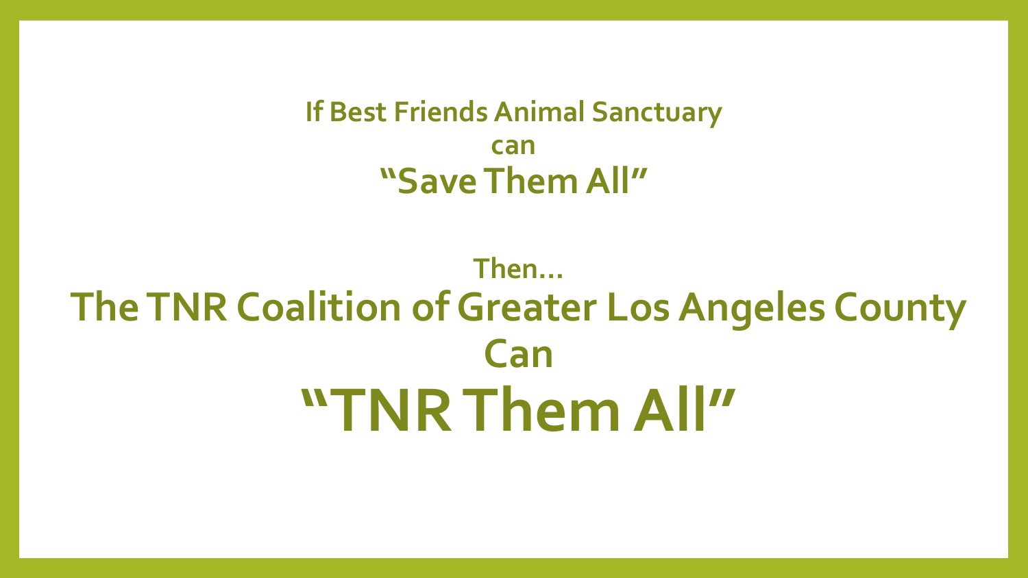**If Best Friends Animal Sanctuary**
**can**
## "Save Them All"

**Then…**
# The TNR Coalition of Greater Los Angeles County
# Can
# "TNR Them All"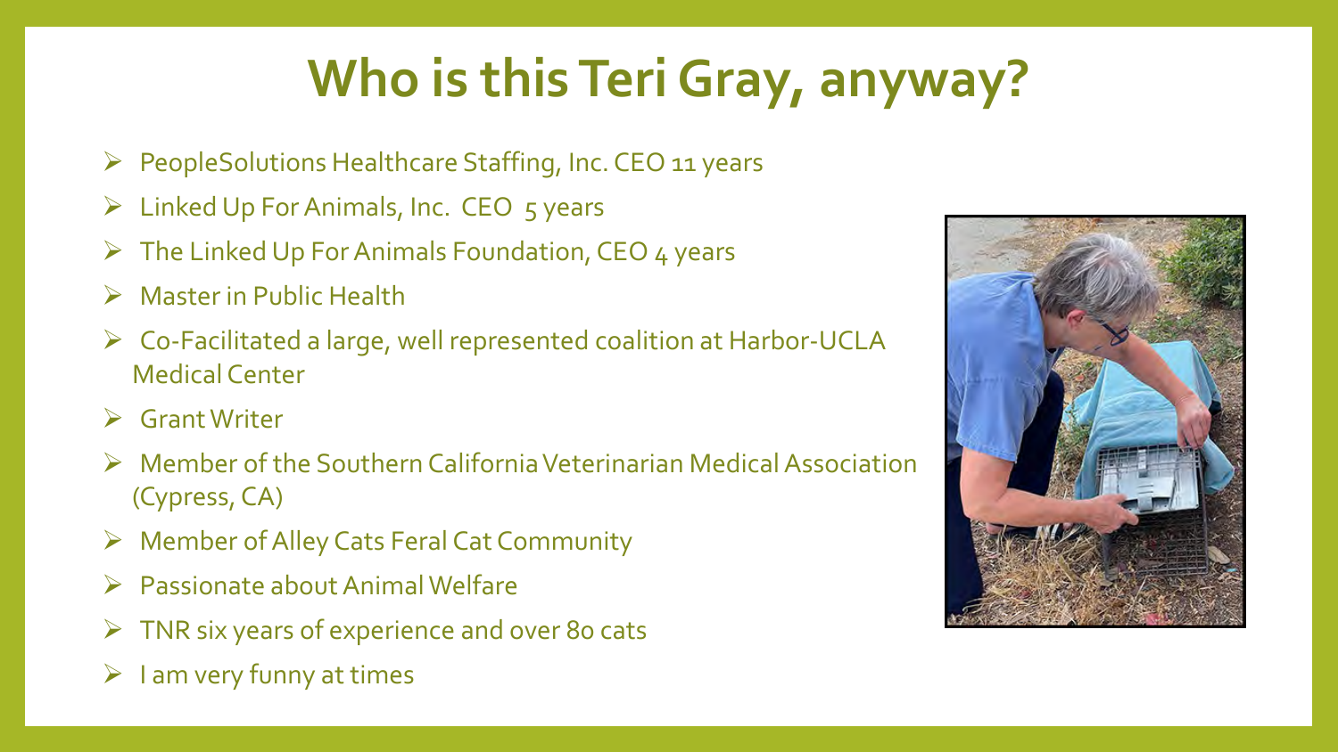# Who is this Teri Gray, anyway?

- PeopleSolutions Healthcare Staffing, Inc. CEO 11 years
- Linked Up For Animals, Inc. CEO 5 years
- The Linked Up For Animals Foundation, CEO 4 years
- Master in Public Health
- Co-Facilitated a large, well represented coalition at Harbor-UCLA Medical Center
- Grant Writer
- Member of the Southern California Veterinarian Medical Association (Cypress, CA)
- Member of Alley Cats Feral Cat Community
- Passionate about Animal Welfare
- TNR six years of experience and over 80 cats
- I am very funny at times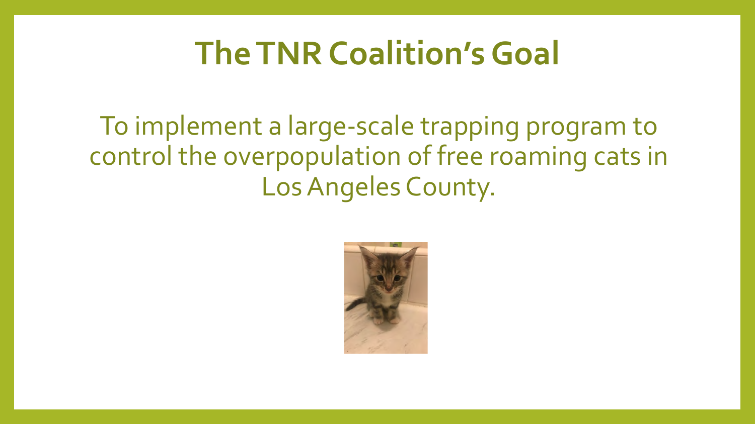# The TNR Coalition's Goal

To implement a large-scale trapping program to control the overpopulation of free roaming cats in Los Angeles County.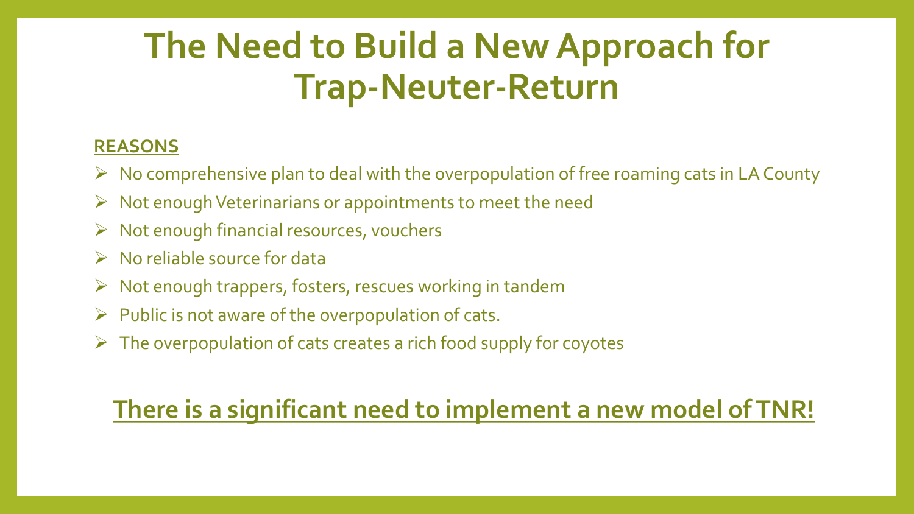# The Need to Build a New Approach for Trap-Neuter-Return

**REASONS**

- No comprehensive plan to deal with the overpopulation of free roaming cats in LA County
- Not enough Veterinarians or appointments to meet the need
- Not enough financial resources, vouchers
- No reliable source for data
- Not enough trappers, fosters, rescues working in tandem
- Public is not aware of the overpopulation of cats.
- The overpopulation of cats creates a rich food supply for coyotes

## There is a significant need to implement a new model of TNR!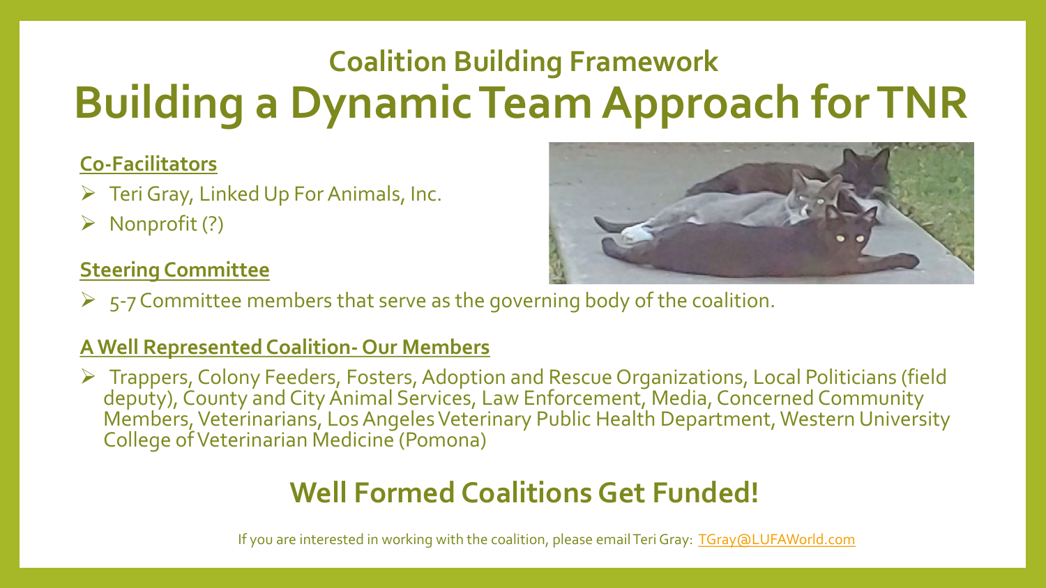## Coalition Building Framework

# Building a Dynamic Team Approach for TNR

**Co-Facilitators**

- Teri Gray, Linked Up For Animals, Inc.
- Nonprofit (?)

**Steering Committee**

- 5-7 Committee members that serve as the governing body of the coalition.

**A Well Represented Coalition- Our Members**

- Trappers, Colony Feeders, Fosters, Adoption and Rescue Organizations, Local Politicians (field deputy), County and City Animal Services, Law Enforcement, Media, Concerned Community Members, Veterinarians, Los Angeles Veterinary Public Health Department, Western University College of Veterinarian Medicine (Pomona)

## Well Formed Coalitions Get Funded!

If you are interested in working with the coalition, please email Teri Gray: TGray@LUFAWorld.com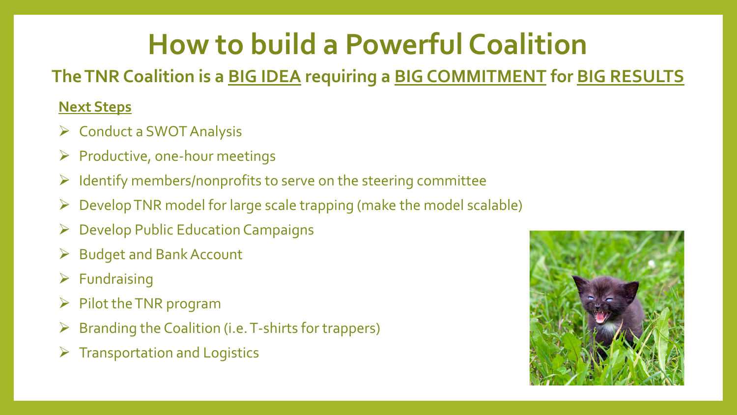# How to build a Powerful Coalition

## The TNR Coalition is a BIG IDEA requiring a BIG COMMITMENT for BIG RESULTS

**Next Steps**

- Conduct a SWOT Analysis
- Productive, one-hour meetings
- Identify members/nonprofits to serve on the steering committee
- Develop TNR model for large scale trapping (make the model scalable)
- Develop Public Education Campaigns
- Budget and Bank Account
- Fundraising
- Pilot the TNR program
- Branding the Coalition (i.e. T-shirts for trappers)
- Transportation and Logistics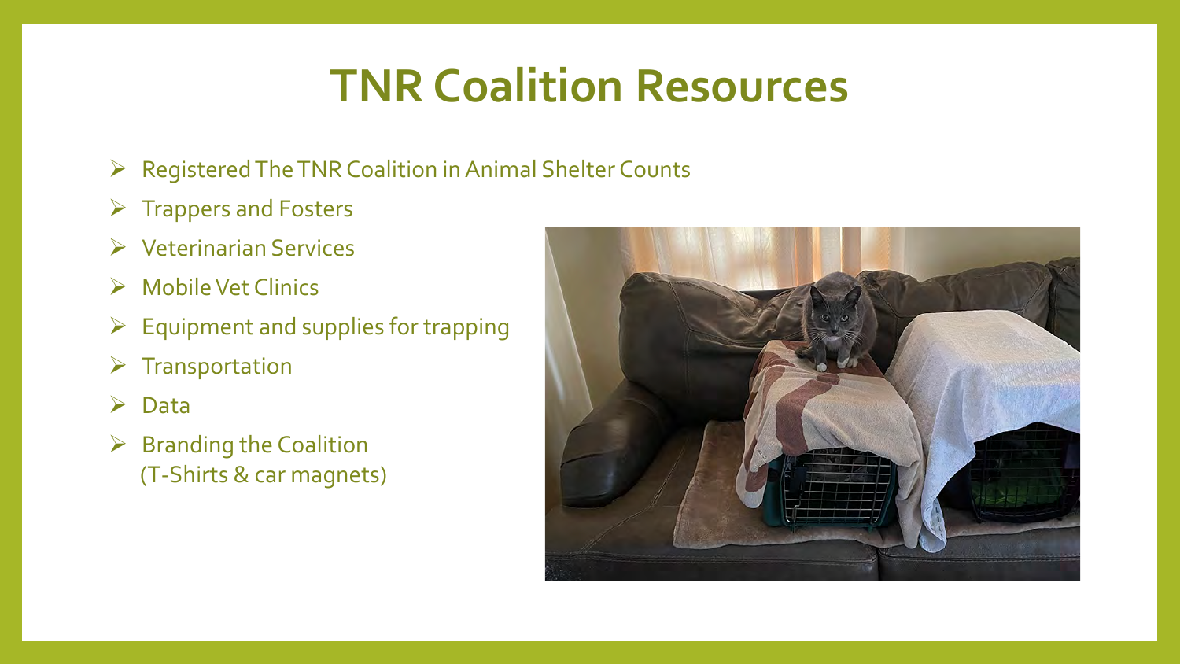# TNR Coalition Resources

- Registered The TNR Coalition in Animal Shelter Counts
- Trappers and Fosters
- Veterinarian Services
- Mobile Vet Clinics
- Equipment and supplies for trapping
- Transportation
- Data
- Branding the Coalition (T-Shirts & car magnets)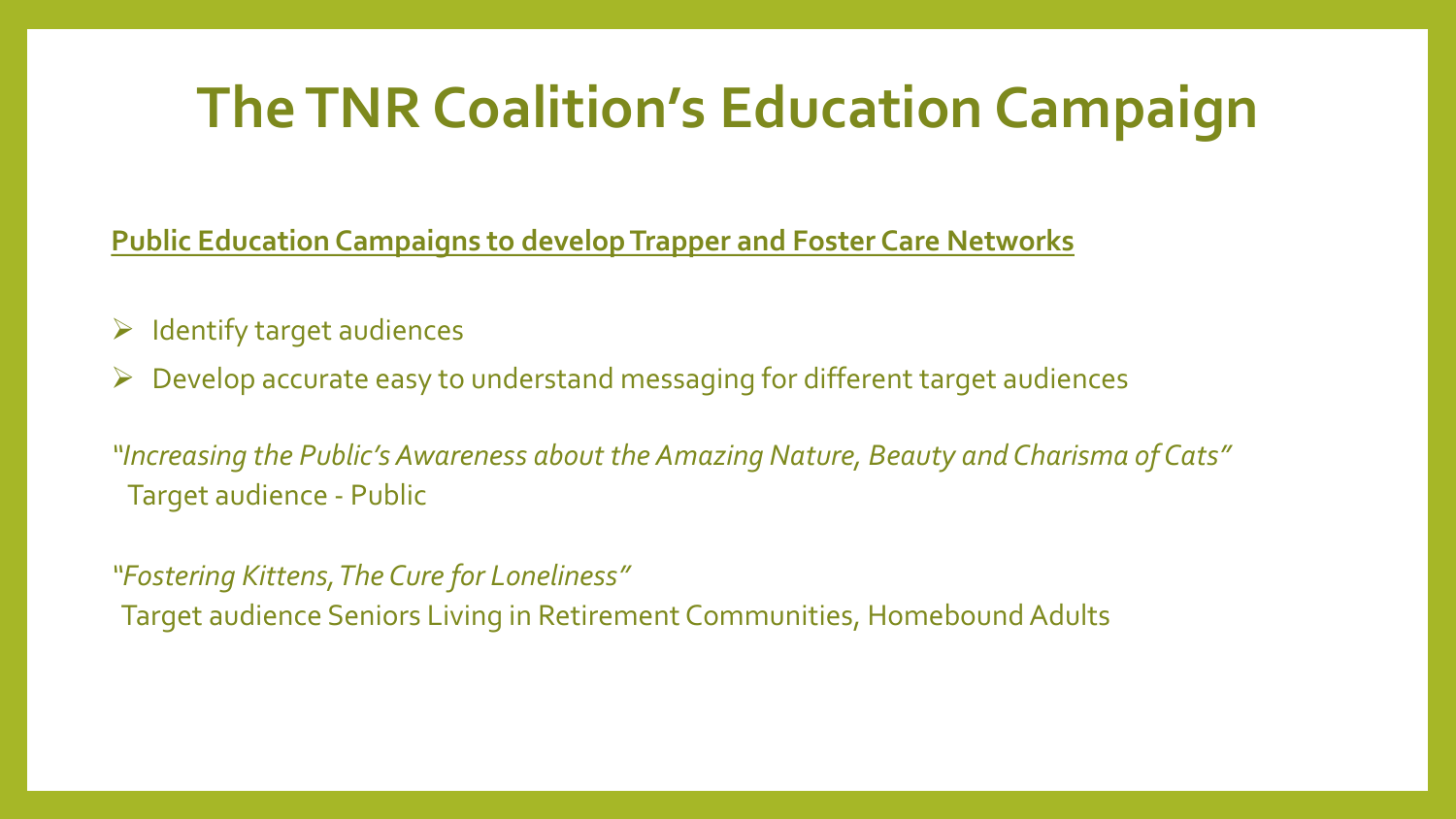# The TNR Coalition's Education Campaign

**<u>Public Education Campaigns to develop Trapper and Foster Care Networks</u>**

- Identify target audiences
- Develop accurate easy to understand messaging for different target audiences

*"Increasing the Public's Awareness about the Amazing Nature, Beauty and Charisma of Cats"*
Target audience - Public

*"Fostering Kittens, The Cure for Loneliness"*
Target audience Seniors Living in Retirement Communities, Homebound Adults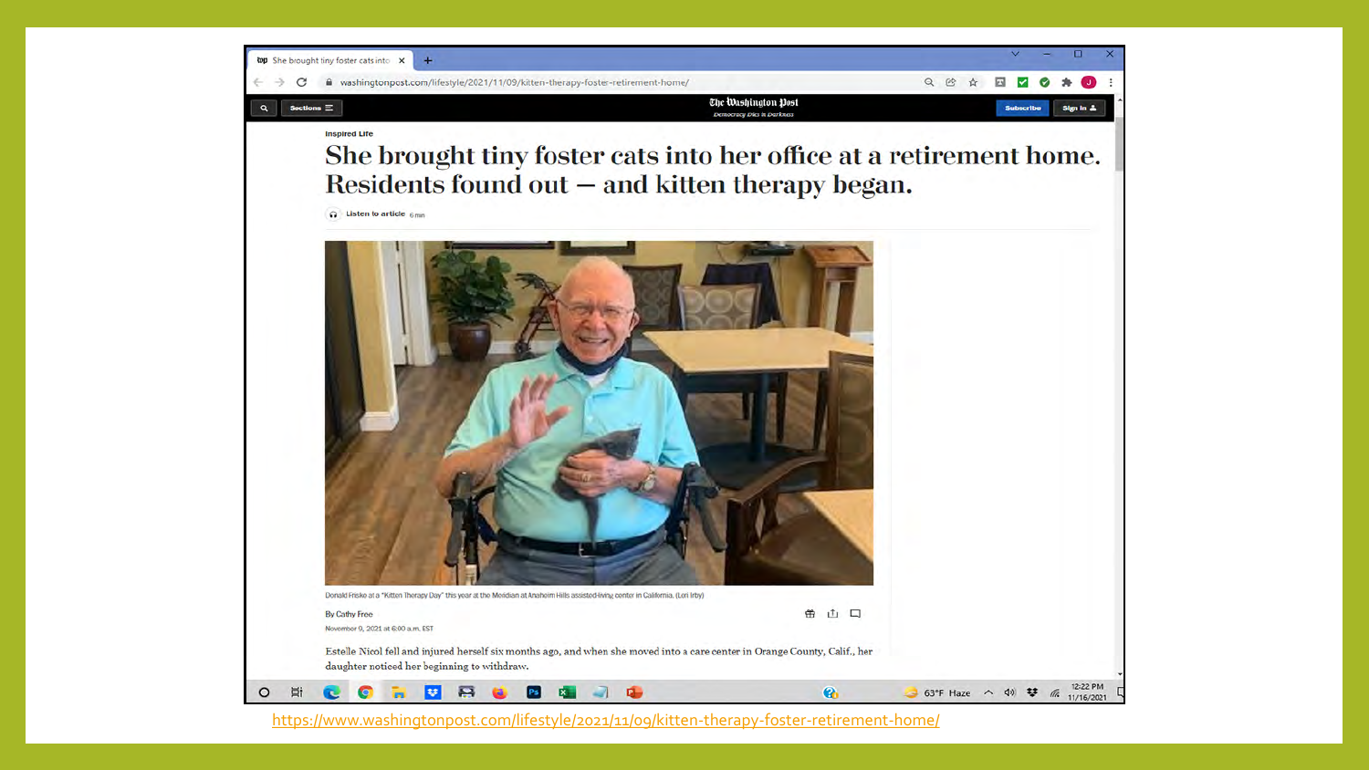Inspired Life

# She brought tiny foster cats into her office at a retirement home. Residents found out — and kitten therapy began.

Listen to article 6 min

Donald Frisko at a "Kitten Therapy Day" this year at the Meridian at Anaheim Hills assisted-living center in California. (Lori Irby)

By Cathy Free

November 9, 2021 at 6:00 a.m. EST

Estelle Nicol fell and injured herself six months ago, and when she moved into a care center in Orange County, Calif., her daughter noticed her beginning to withdraw.

https://www.washingtonpost.com/lifestyle/2021/11/09/kitten-therapy-foster-retirement-home/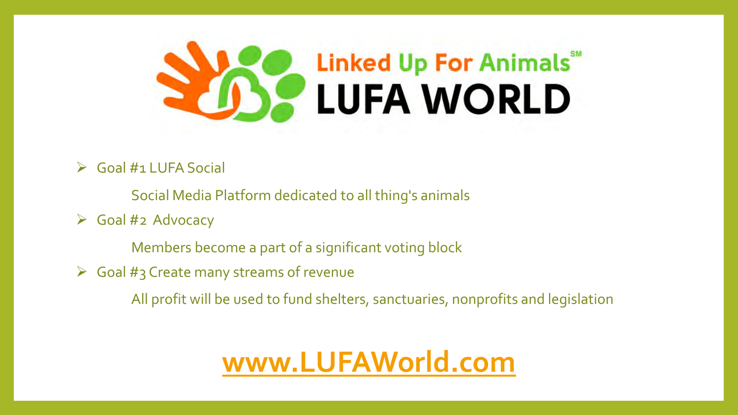# Linked Up For Animals℠ LUFA WORLD

- Goal #1 LUFA Social

  Social Media Platform dedicated to all thing's animals

- Goal #2 Advocacy

  Members become a part of a significant voting block

- Goal #3 Create many streams of revenue

  All profit will be used to fund shelters, sanctuaries, nonprofits and legislation

**www.LUFAWorld.com**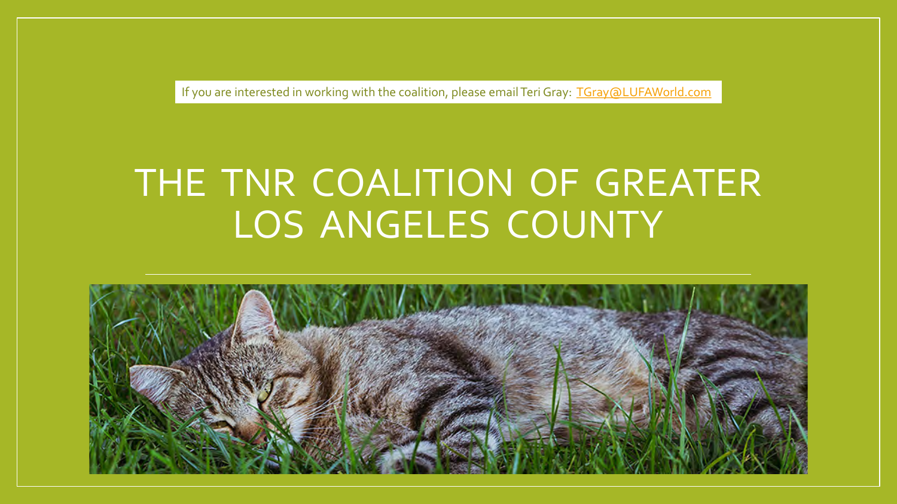If you are interested in working with the coalition, please email Teri Gray: TGray@LUFAWorld.com

# THE TNR COALITION OF GREATER LOS ANGELES COUNTY